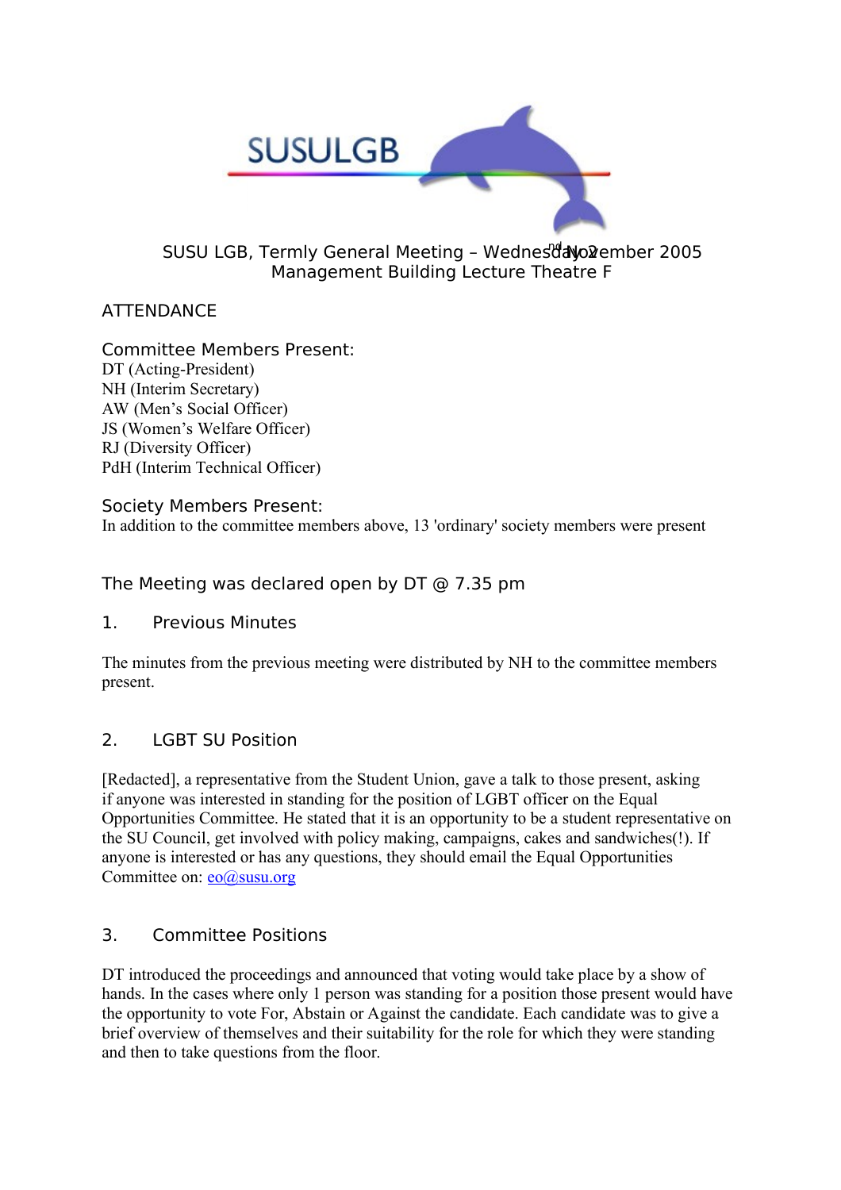SUSULGB

SUSU LGB, Termly General Meeting – Wednesday 2nd November 2005
Management Building Lecture Theatre F

## ATTENDANCE

### Committee Members Present:

DT (Acting-President)
NH (Interim Secretary)
AW (Men's Social Officer)
JS (Women's Welfare Officer)
RJ (Diversity Officer)
PdH (Interim Technical Officer)

### Society Members Present:

In addition to the committee members above, 13 'ordinary' society members were present

The Meeting was declared open by DT @ 7.35 pm

## 1. Previous Minutes

The minutes from the previous meeting were distributed by NH to the committee members present.

## 2. LGBT SU Position

[Redacted], a representative from the Student Union, gave a talk to those present, asking if anyone was interested in standing for the position of LGBT officer on the Equal Opportunities Committee. He stated that it is an opportunity to be a student representative on the SU Council, get involved with policy making, campaigns, cakes and sandwiches(!). If anyone is interested or has any questions, they should email the Equal Opportunities Committee on: eo@susu.org

## 3. Committee Positions

DT introduced the proceedings and announced that voting would take place by a show of hands. In the cases where only 1 person was standing for a position those present would have the opportunity to vote For, Abstain or Against the candidate. Each candidate was to give a brief overview of themselves and their suitability for the role for which they were standing and then to take questions from the floor.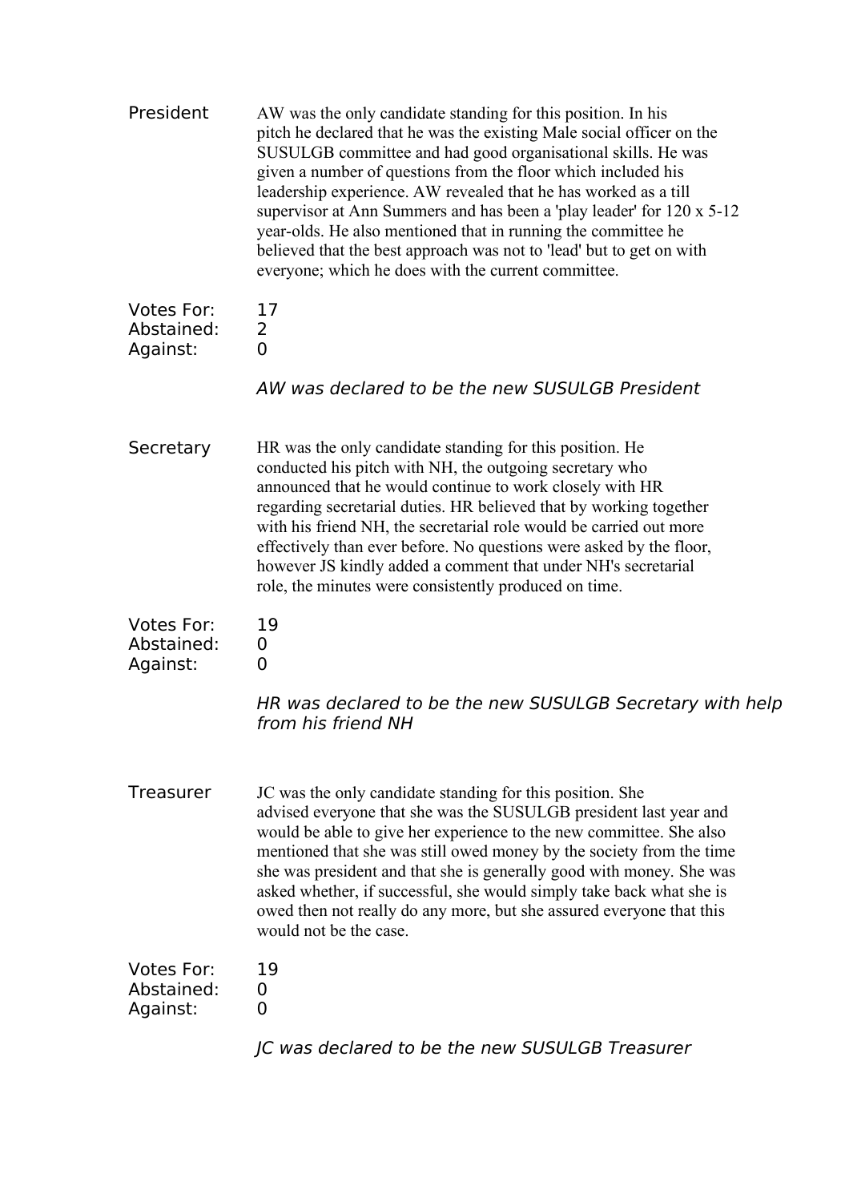**President**

AW was the only candidate standing for this position. In his pitch he declared that he was the existing Male social officer on the SUSULGB committee and had good organisational skills. He was given a number of questions from the floor which included his leadership experience. AW revealed that he has worked as a till supervisor at Ann Summers and has been a 'play leader' for 120 x 5-12 year-olds. He also mentioned that in running the committee he believed that the best approach was not to 'lead' but to get on with everyone; which he does with the current committee.

Votes For: 17
Abstained: 2
Against: 0

*AW was declared to be the new SUSULGB President*

**Secretary**

HR was the only candidate standing for this position. He conducted his pitch with NH, the outgoing secretary who announced that he would continue to work closely with HR regarding secretarial duties. HR believed that by working together with his friend NH, the secretarial role would be carried out more effectively than ever before. No questions were asked by the floor, however JS kindly added a comment that under NH's secretarial role, the minutes were consistently produced on time.

Votes For: 19
Abstained: 0
Against: 0

*HR was declared to be the new SUSULGB Secretary with help from his friend NH*

**Treasurer**

JC was the only candidate standing for this position. She advised everyone that she was the SUSULGB president last year and would be able to give her experience to the new committee. She also mentioned that she was still owed money by the society from the time she was president and that she is generally good with money. She was asked whether, if successful, she would simply take back what she is owed then not really do any more, but she assured everyone that this would not be the case.

Votes For: 19
Abstained: 0
Against: 0

*JC was declared to be the new SUSULGB Treasurer*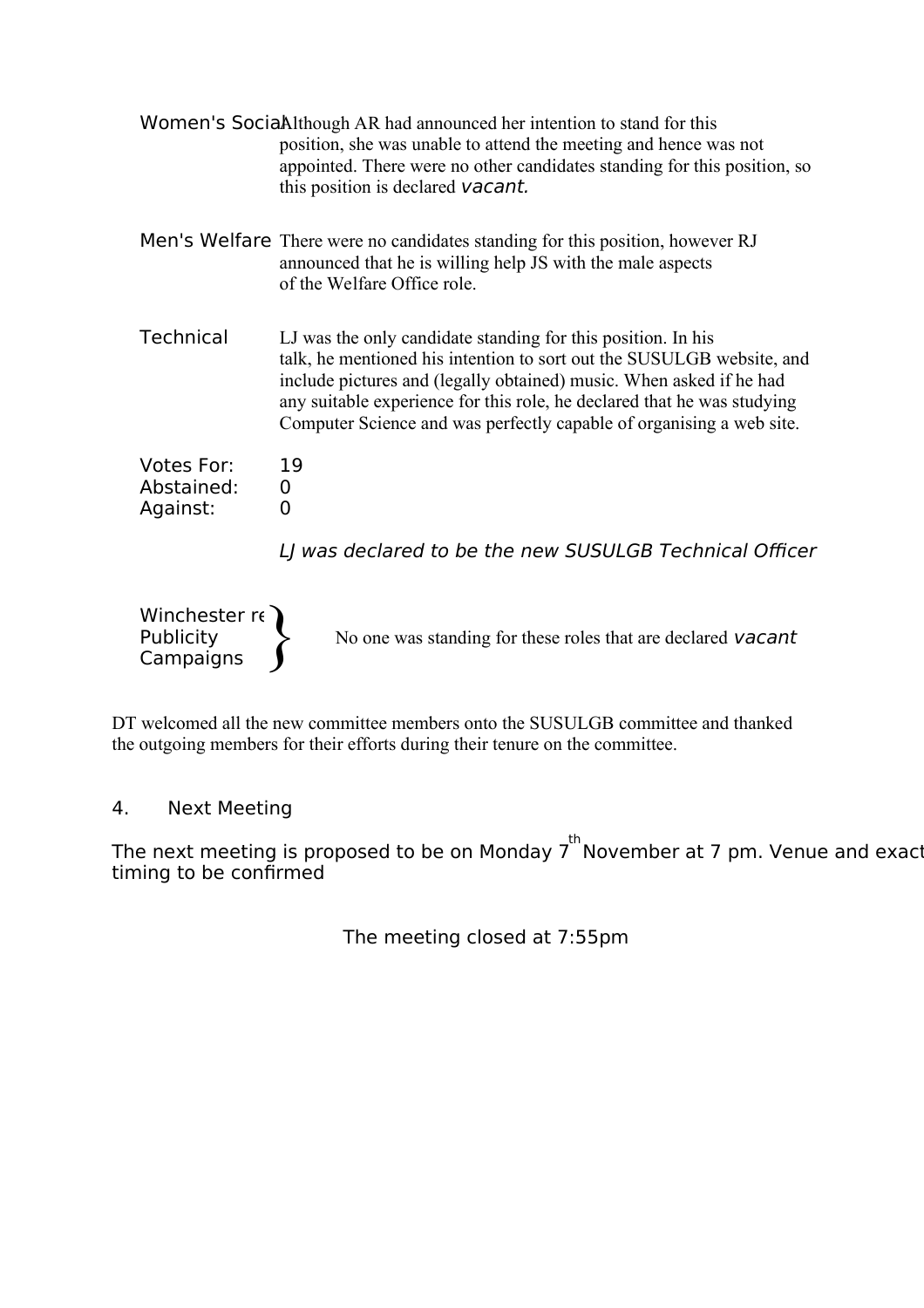Women's Social — Although AR had announced her intention to stand for this position, she was unable to attend the meeting and hence was not appointed. There were no other candidates standing for this position, so this position is declared *vacant.*

Men's Welfare — There were no candidates standing for this position, however RJ announced that he is willing help JS with the male aspects of the Welfare Office role.

Technical — LJ was the only candidate standing for this position. In his talk, he mentioned his intention to sort out the SUSULGB website, and include pictures and (legally obtained) music. When asked if he had any suitable experience for this role, he declared that he was studying Computer Science and was perfectly capable of organising a web site.

| | |
|---|---|
| Votes For: | 19 |
| Abstained: | 0 |
| Against: | 0 |

*LJ was declared to be the new SUSULGB Technical Officer*

Winchester re
Publicity
Campaigns
} No one was standing for these roles that are declared *vacant*

DT welcomed all the new committee members onto the SUSULGB committee and thanked the outgoing members for their efforts during their tenure on the committee.

4. Next Meeting

The next meeting is proposed to be on Monday 7th November at 7 pm. Venue and exact timing to be confirmed

The meeting closed at 7:55pm